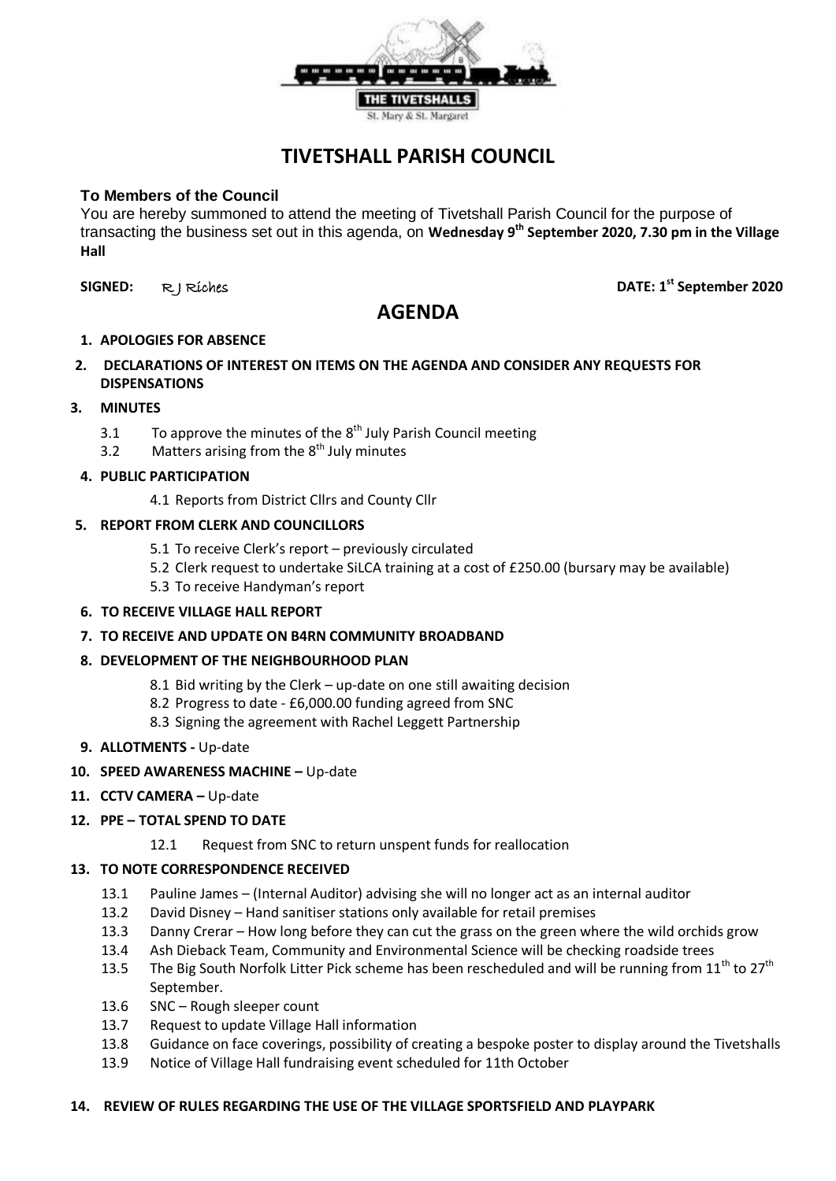THE TIVETSHALLS

St. Mary & St. Margaret

# TIVETSHALL PARISH COUNCIL

**To Members of the Council**

You are hereby summoned to attend the meeting of Tivetshall Parish Council for the purpose of transacting the business set out in this agenda, on **Wednesday 9th September 2020, 7.30 pm in the Village Hall**

**SIGNED:** R J Riches **DATE: 1st September 2020**

## AGENDA

1. **APOLOGIES FOR ABSENCE**
2. **DECLARATIONS OF INTEREST ON ITEMS ON THE AGENDA AND CONSIDER ANY REQUESTS FOR DISPENSATIONS**
3. **MINUTES**
   - 3.1 To approve the minutes of the 8th July Parish Council meeting
   - 3.2 Matters arising from the 8th July minutes
4. **PUBLIC PARTICIPATION**
   - 4.1 Reports from District Cllrs and County Cllr
5. **REPORT FROM CLERK AND COUNCILLORS**
   - 5.1 To receive Clerk's report – previously circulated
   - 5.2 Clerk request to undertake SiLCA training at a cost of £250.00 (bursary may be available)
   - 5.3 To receive Handyman's report
6. **TO RECEIVE VILLAGE HALL REPORT**
7. **TO RECEIVE AND UPDATE ON B4RN COMMUNITY BROADBAND**
8. **DEVELOPMENT OF THE NEIGHBOURHOOD PLAN**
   - 8.1 Bid writing by the Clerk – up-date on one still awaiting decision
   - 8.2 Progress to date - £6,000.00 funding agreed from SNC
   - 8.3 Signing the agreement with Rachel Leggett Partnership
9. **ALLOTMENTS -** Up-date
10. **SPEED AWARENESS MACHINE –** Up-date
11. **CCTV CAMERA –** Up-date
12. **PPE – TOTAL SPEND TO DATE**
    - 12.1 Request from SNC to return unspent funds for reallocation
13. **TO NOTE CORRESPONDENCE RECEIVED**
    - 13.1 Pauline James – (Internal Auditor) advising she will no longer act as an internal auditor
    - 13.2 David Disney – Hand sanitiser stations only available for retail premises
    - 13.3 Danny Crerar – How long before they can cut the grass on the green where the wild orchids grow
    - 13.4 Ash Dieback Team, Community and Environmental Science will be checking roadside trees
    - 13.5 The Big South Norfolk Litter Pick scheme has been rescheduled and will be running from 11th to 27th September.
    - 13.6 SNC – Rough sleeper count
    - 13.7 Request to update Village Hall information
    - 13.8 Guidance on face coverings, possibility of creating a bespoke poster to display around the Tivetshalls
    - 13.9 Notice of Village Hall fundraising event scheduled for 11th October
14. **REVIEW OF RULES REGARDING THE USE OF THE VILLAGE SPORTSFIELD AND PLAYPARK**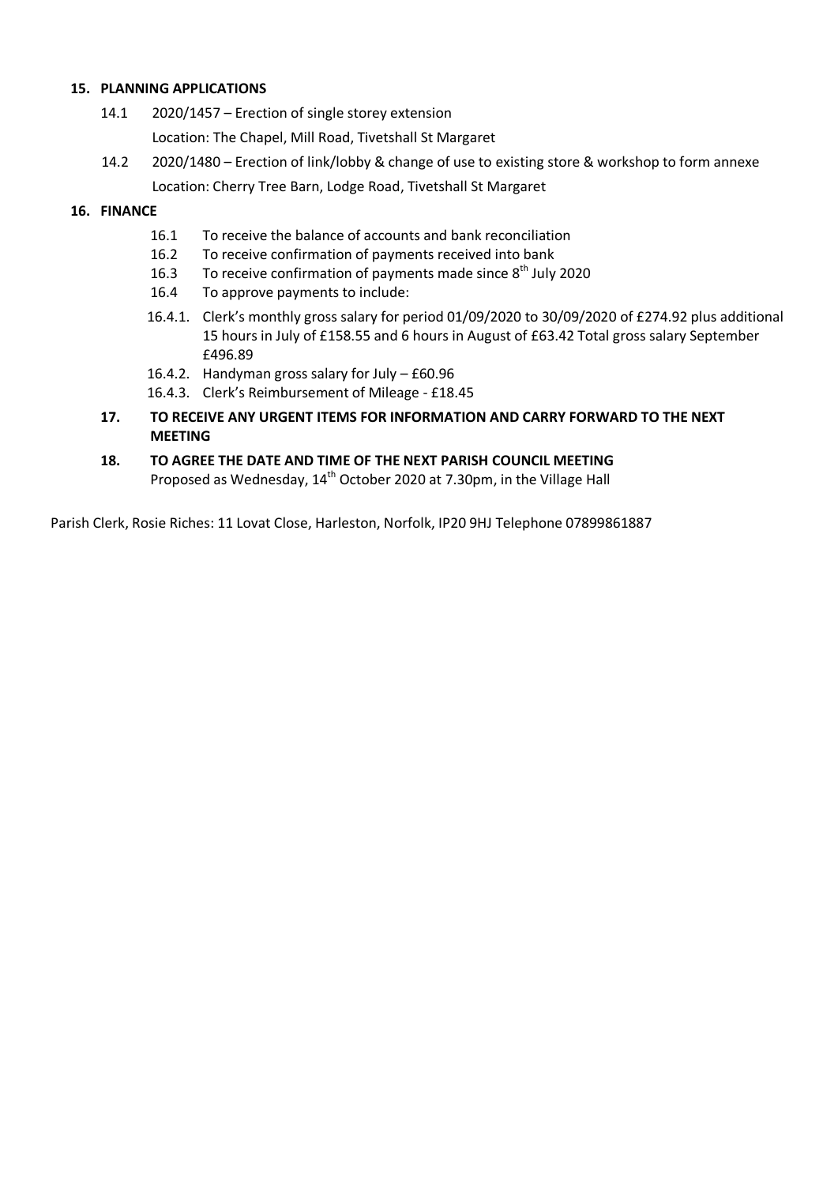**15. PLANNING APPLICATIONS**

14.1 2020/1457 – Erection of single storey extension
Location: The Chapel, Mill Road, Tivetshall St Margaret

14.2 2020/1480 – Erection of link/lobby & change of use to existing store & workshop to form annexe
Location: Cherry Tree Barn, Lodge Road, Tivetshall St Margaret

**16. FINANCE**

16.1 To receive the balance of accounts and bank reconciliation
16.2 To receive confirmation of payments received into bank
16.3 To receive confirmation of payments made since 8th July 2020
16.4 To approve payments to include:

16.4.1. Clerk's monthly gross salary for period 01/09/2020 to 30/09/2020 of £274.92 plus additional 15 hours in July of £158.55 and 6 hours in August of £63.42 Total gross salary September £496.89
16.4.2. Handyman gross salary for July – £60.96
16.4.3. Clerk's Reimbursement of Mileage - £18.45

**17. TO RECEIVE ANY URGENT ITEMS FOR INFORMATION AND CARRY FORWARD TO THE NEXT MEETING**

**18. TO AGREE THE DATE AND TIME OF THE NEXT PARISH COUNCIL MEETING**
Proposed as Wednesday, 14th October 2020 at 7.30pm, in the Village Hall

Parish Clerk, Rosie Riches: 11 Lovat Close, Harleston, Norfolk, IP20 9HJ Telephone 07899861887